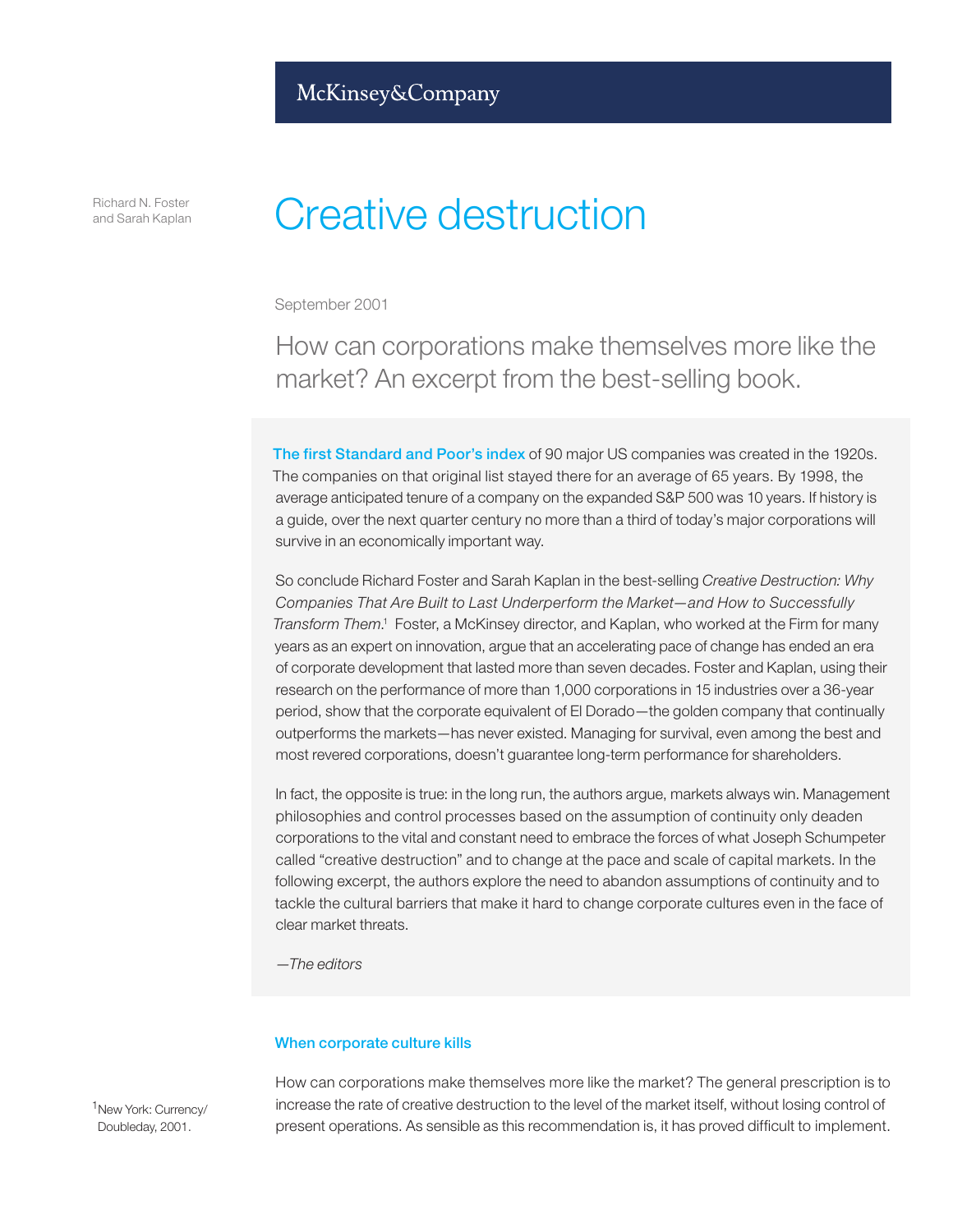McKinsey&Company

Richard N. Foster and Sarah Kaplan

# Creative destruction

September 2001

## How can corporations make themselves more like the market? An excerpt from the best-selling book.

**The first Standard and Poor's index** of 90 major US companies was created in the 1920s. The companies on that original list stayed there for an average of 65 years. By 1998, the average anticipated tenure of a company on the expanded S&P 500 was 10 years. If history is a guide, over the next quarter century no more than a third of today's major corporations will survive in an economically important way.

So conclude Richard Foster and Sarah Kaplan in the best-selling *Creative Destruction: Why Companies That Are Built to Last Underperform the Market—and How to Successfully Transform Them*.[1] Foster, a McKinsey director, and Kaplan, who worked at the Firm for many years as an expert on innovation, argue that an accelerating pace of change has ended an era of corporate development that lasted more than seven decades. Foster and Kaplan, using their research on the performance of more than 1,000 corporations in 15 industries over a 36-year period, show that the corporate equivalent of El Dorado—the golden company that continually outperforms the markets—has never existed. Managing for survival, even among the best and most revered corporations, doesn't guarantee long-term performance for shareholders.

In fact, the opposite is true: in the long run, the authors argue, markets always win. Management philosophies and control processes based on the assumption of continuity only deaden corporations to the vital and constant need to embrace the forces of what Joseph Schumpeter called "creative destruction" and to change at the pace and scale of capital markets. In the following excerpt, the authors explore the need to abandon assumptions of continuity and to tackle the cultural barriers that make it hard to change corporate cultures even in the face of clear market threats.

*—The editors*

### When corporate culture kills

How can corporations make themselves more like the market? The general prescription is to increase the rate of creative destruction to the level of the market itself, without losing control of present operations. As sensible as this recommendation is, it has proved difficult to implement.

[1] New York: Currency/Doubleday, 2001.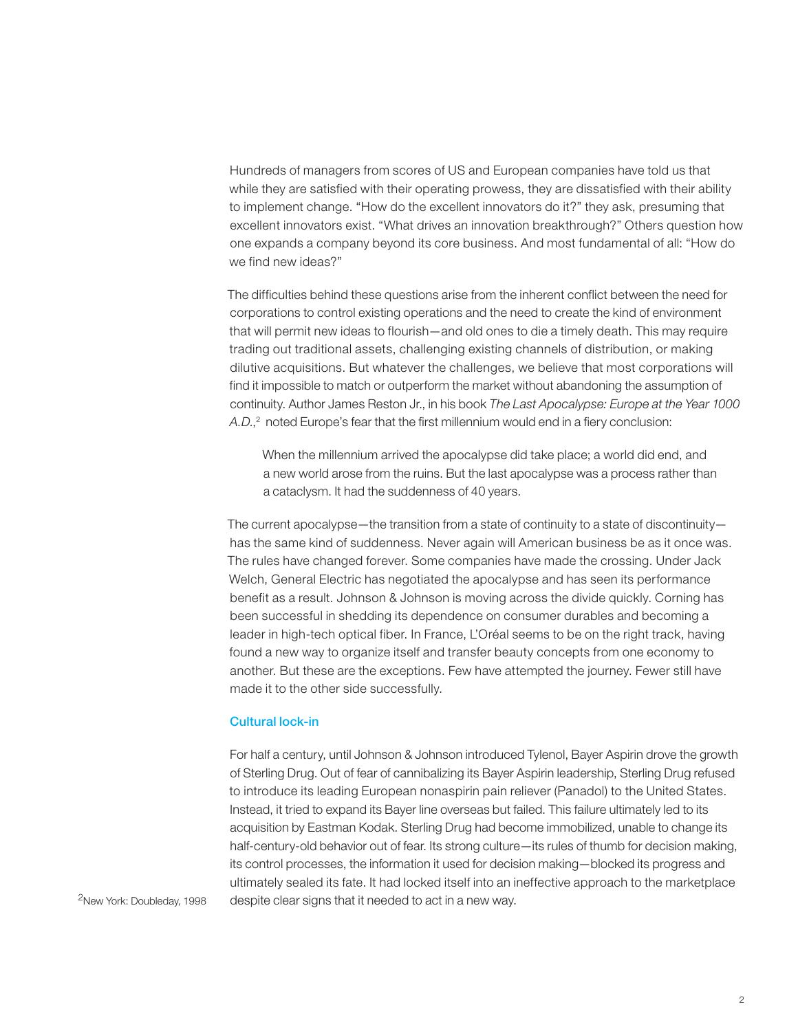Hundreds of managers from scores of US and European companies have told us that while they are satisfied with their operating prowess, they are dissatisfied with their ability to implement change. "How do the excellent innovators do it?" they ask, presuming that excellent innovators exist. "What drives an innovation breakthrough?" Others question how one expands a company beyond its core business. And most fundamental of all: "How do we find new ideas?"

The difficulties behind these questions arise from the inherent conflict between the need for corporations to control existing operations and the need to create the kind of environment that will permit new ideas to flourish—and old ones to die a timely death. This may require trading out traditional assets, challenging existing channels of distribution, or making dilutive acquisitions. But whatever the challenges, we believe that most corporations will find it impossible to match or outperform the market without abandoning the assumption of continuity. Author James Reston Jr., in his book *The Last Apocalypse: Europe at the Year 1000 A.D.*,[2] noted Europe's fear that the first millennium would end in a fiery conclusion:

> When the millennium arrived the apocalypse did take place; a world did end, and a new world arose from the ruins. But the last apocalypse was a process rather than a cataclysm. It had the suddenness of 40 years.

The current apocalypse—the transition from a state of continuity to a state of discontinuity—has the same kind of suddenness. Never again will American business be as it once was. The rules have changed forever. Some companies have made the crossing. Under Jack Welch, General Electric has negotiated the apocalypse and has seen its performance benefit as a result. Johnson & Johnson is moving across the divide quickly. Corning has been successful in shedding its dependence on consumer durables and becoming a leader in high-tech optical fiber. In France, L'Oréal seems to be on the right track, having found a new way to organize itself and transfer beauty concepts from one economy to another. But these are the exceptions. Few have attempted the journey. Fewer still have made it to the other side successfully.

### Cultural lock-in

For half a century, until Johnson & Johnson introduced Tylenol, Bayer Aspirin drove the growth of Sterling Drug. Out of fear of cannibalizing its Bayer Aspirin leadership, Sterling Drug refused to introduce its leading European nonaspirin pain reliever (Panadol) to the United States. Instead, it tried to expand its Bayer line overseas but failed. This failure ultimately led to its acquisition by Eastman Kodak. Sterling Drug had become immobilized, unable to change its half-century-old behavior out of fear. Its strong culture—its rules of thumb for decision making, its control processes, the information it used for decision making—blocked its progress and ultimately sealed its fate. It had locked itself into an ineffective approach to the marketplace despite clear signs that it needed to act in a new way.

[2] New York: Doubleday, 1998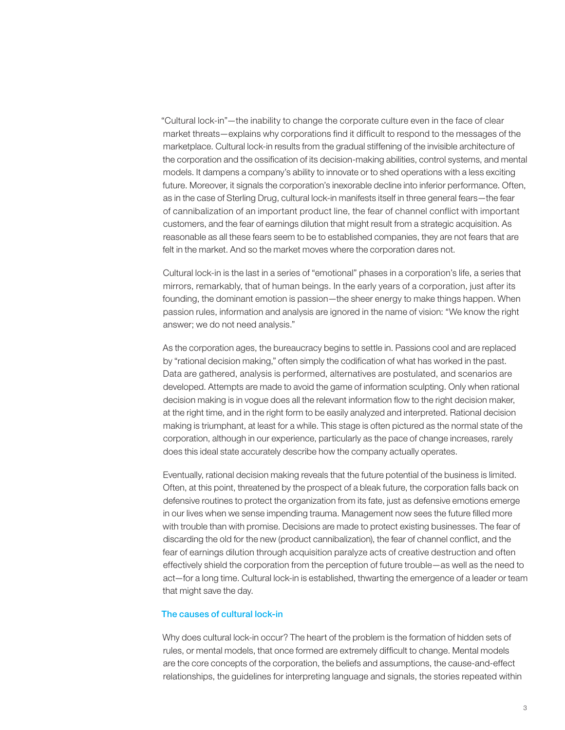"Cultural lock-in"—the inability to change the corporate culture even in the face of clear market threats—explains why corporations find it difficult to respond to the messages of the marketplace. Cultural lock-in results from the gradual stiffening of the invisible architecture of the corporation and the ossification of its decision-making abilities, control systems, and mental models. It dampens a company's ability to innovate or to shed operations with a less exciting future. Moreover, it signals the corporation's inexorable decline into inferior performance. Often, as in the case of Sterling Drug, cultural lock-in manifests itself in three general fears—the fear of cannibalization of an important product line, the fear of channel conflict with important customers, and the fear of earnings dilution that might result from a strategic acquisition. As reasonable as all these fears seem to be to established companies, they are not fears that are felt in the market. And so the market moves where the corporation dares not.

Cultural lock-in is the last in a series of "emotional" phases in a corporation's life, a series that mirrors, remarkably, that of human beings. In the early years of a corporation, just after its founding, the dominant emotion is passion—the sheer energy to make things happen. When passion rules, information and analysis are ignored in the name of vision: "We know the right answer; we do not need analysis."

As the corporation ages, the bureaucracy begins to settle in. Passions cool and are replaced by "rational decision making," often simply the codification of what has worked in the past. Data are gathered, analysis is performed, alternatives are postulated, and scenarios are developed. Attempts are made to avoid the game of information sculpting. Only when rational decision making is in vogue does all the relevant information flow to the right decision maker, at the right time, and in the right form to be easily analyzed and interpreted. Rational decision making is triumphant, at least for a while. This stage is often pictured as the normal state of the corporation, although in our experience, particularly as the pace of change increases, rarely does this ideal state accurately describe how the company actually operates.

Eventually, rational decision making reveals that the future potential of the business is limited. Often, at this point, threatened by the prospect of a bleak future, the corporation falls back on defensive routines to protect the organization from its fate, just as defensive emotions emerge in our lives when we sense impending trauma. Management now sees the future filled more with trouble than with promise. Decisions are made to protect existing businesses. The fear of discarding the old for the new (product cannibalization), the fear of channel conflict, and the fear of earnings dilution through acquisition paralyze acts of creative destruction and often effectively shield the corporation from the perception of future trouble—as well as the need to act—for a long time. Cultural lock-in is established, thwarting the emergence of a leader or team that might save the day.

## The causes of cultural lock-in

Why does cultural lock-in occur? The heart of the problem is the formation of hidden sets of rules, or mental models, that once formed are extremely difficult to change. Mental models are the core concepts of the corporation, the beliefs and assumptions, the cause-and-effect relationships, the guidelines for interpreting language and signals, the stories repeated within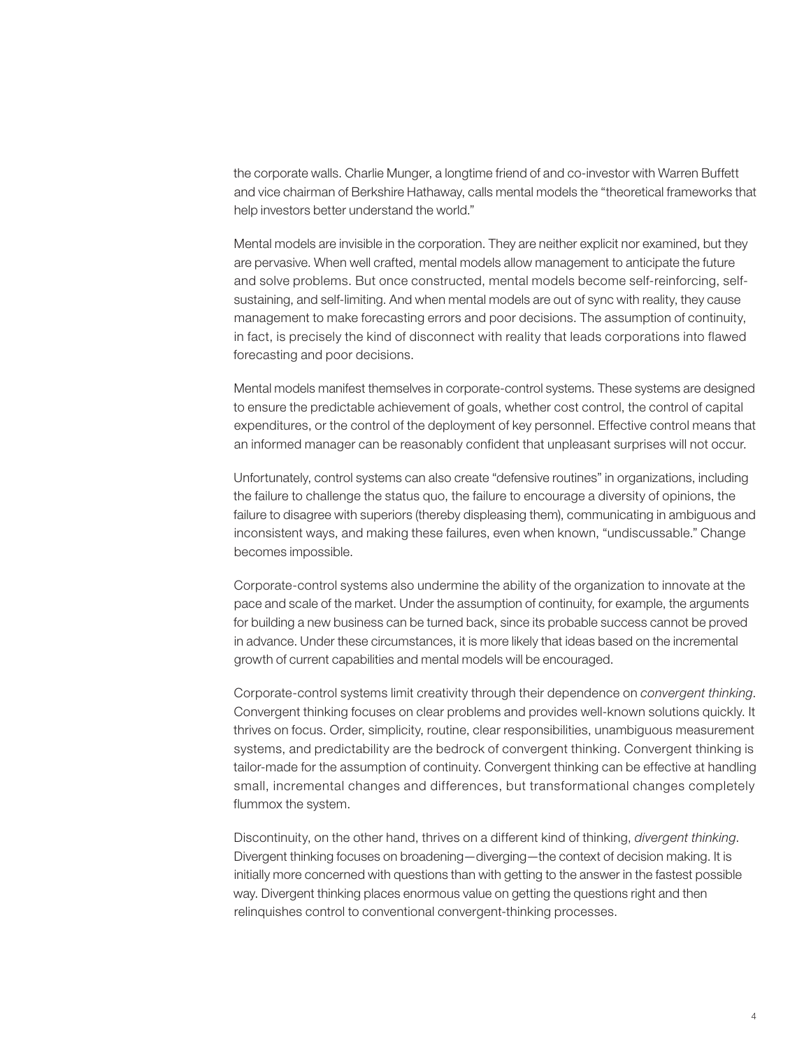the corporate walls. Charlie Munger, a longtime friend of and co-investor with Warren Buffett and vice chairman of Berkshire Hathaway, calls mental models the "theoretical frameworks that help investors better understand the world."

Mental models are invisible in the corporation. They are neither explicit nor examined, but they are pervasive. When well crafted, mental models allow management to anticipate the future and solve problems. But once constructed, mental models become self-reinforcing, self-sustaining, and self-limiting. And when mental models are out of sync with reality, they cause management to make forecasting errors and poor decisions. The assumption of continuity, in fact, is precisely the kind of disconnect with reality that leads corporations into flawed forecasting and poor decisions.

Mental models manifest themselves in corporate-control systems. These systems are designed to ensure the predictable achievement of goals, whether cost control, the control of capital expenditures, or the control of the deployment of key personnel. Effective control means that an informed manager can be reasonably confident that unpleasant surprises will not occur.

Unfortunately, control systems can also create "defensive routines" in organizations, including the failure to challenge the status quo, the failure to encourage a diversity of opinions, the failure to disagree with superiors (thereby displeasing them), communicating in ambiguous and inconsistent ways, and making these failures, even when known, "undiscussable." Change becomes impossible.

Corporate-control systems also undermine the ability of the organization to innovate at the pace and scale of the market. Under the assumption of continuity, for example, the arguments for building a new business can be turned back, since its probable success cannot be proved in advance. Under these circumstances, it is more likely that ideas based on the incremental growth of current capabilities and mental models will be encouraged.

Corporate-control systems limit creativity through their dependence on *convergent thinking*. Convergent thinking focuses on clear problems and provides well-known solutions quickly. It thrives on focus. Order, simplicity, routine, clear responsibilities, unambiguous measurement systems, and predictability are the bedrock of convergent thinking. Convergent thinking is tailor-made for the assumption of continuity. Convergent thinking can be effective at handling small, incremental changes and differences, but transformational changes completely flummox the system.

Discontinuity, on the other hand, thrives on a different kind of thinking, *divergent thinking*. Divergent thinking focuses on broadening—diverging—the context of decision making. It is initially more concerned with questions than with getting to the answer in the fastest possible way. Divergent thinking places enormous value on getting the questions right and then relinquishes control to conventional convergent-thinking processes.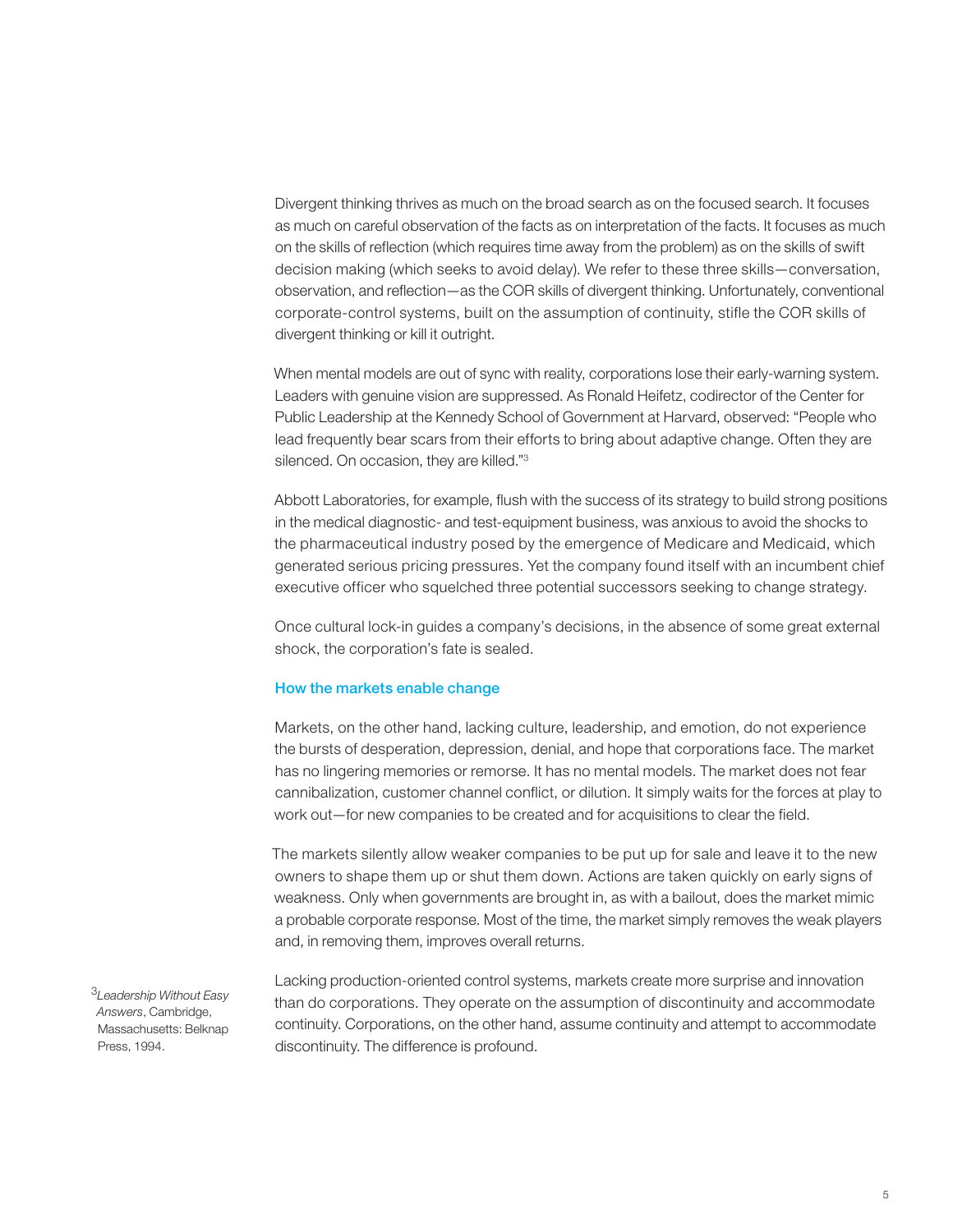Divergent thinking thrives as much on the broad search as on the focused search. It focuses as much on careful observation of the facts as on interpretation of the facts. It focuses as much on the skills of reflection (which requires time away from the problem) as on the skills of swift decision making (which seeks to avoid delay). We refer to these three skills—conversation, observation, and reflection—as the COR skills of divergent thinking. Unfortunately, conventional corporate-control systems, built on the assumption of continuity, stifle the COR skills of divergent thinking or kill it outright.

When mental models are out of sync with reality, corporations lose their early-warning system. Leaders with genuine vision are suppressed. As Ronald Heifetz, codirector of the Center for Public Leadership at the Kennedy School of Government at Harvard, observed: "People who lead frequently bear scars from their efforts to bring about adaptive change. Often they are silenced. On occasion, they are killed."[3]

Abbott Laboratories, for example, flush with the success of its strategy to build strong positions in the medical diagnostic- and test-equipment business, was anxious to avoid the shocks to the pharmaceutical industry posed by the emergence of Medicare and Medicaid, which generated serious pricing pressures. Yet the company found itself with an incumbent chief executive officer who squelched three potential successors seeking to change strategy.

Once cultural lock-in guides a company's decisions, in the absence of some great external shock, the corporation's fate is sealed.

## How the markets enable change

Markets, on the other hand, lacking culture, leadership, and emotion, do not experience the bursts of desperation, depression, denial, and hope that corporations face. The market has no lingering memories or remorse. It has no mental models. The market does not fear cannibalization, customer channel conflict, or dilution. It simply waits for the forces at play to work out—for new companies to be created and for acquisitions to clear the field.

The markets silently allow weaker companies to be put up for sale and leave it to the new owners to shape them up or shut them down. Actions are taken quickly on early signs of weakness. Only when governments are brought in, as with a bailout, does the market mimic a probable corporate response. Most of the time, the market simply removes the weak players and, in removing them, improves overall returns.

Lacking production-oriented control systems, markets create more surprise and innovation than do corporations. They operate on the assumption of discontinuity and accommodate continuity. Corporations, on the other hand, assume continuity and attempt to accommodate discontinuity. The difference is profound.

[3] *Leadership Without Easy Answers*, Cambridge, Massachusetts: Belknap Press, 1994.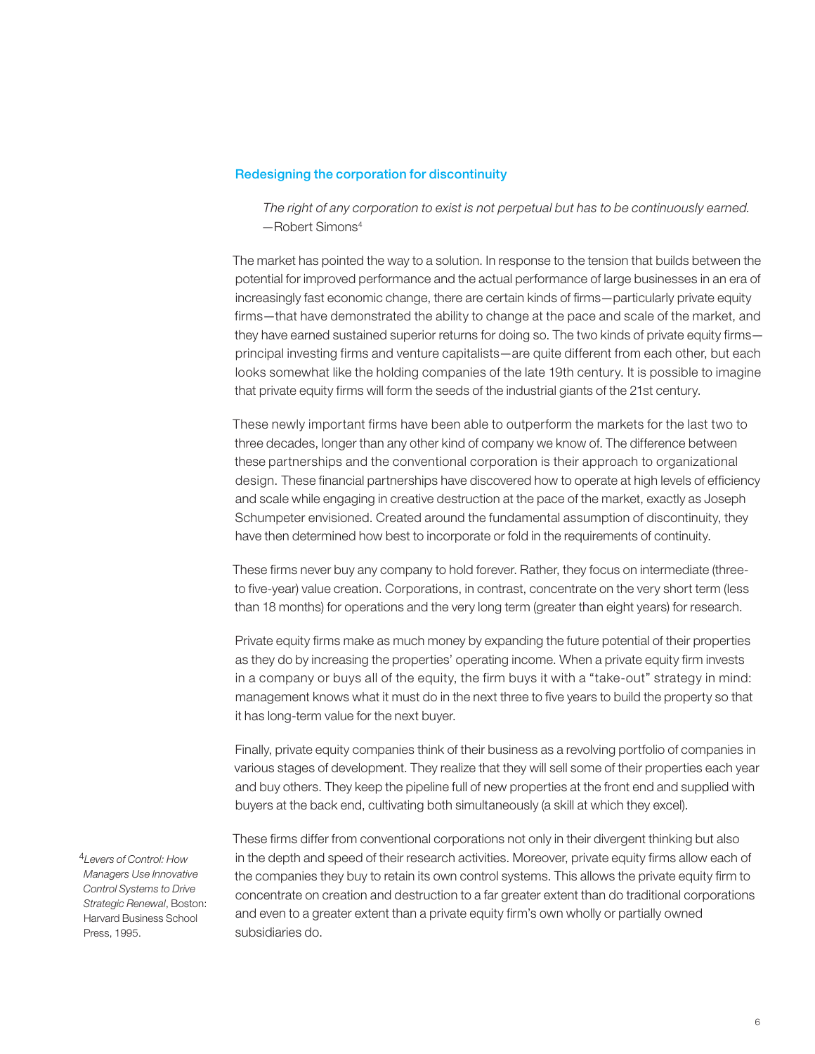## Redesigning the corporation for discontinuity

> *The right of any corporation to exist is not perpetual but has to be continuously earned.*
> —Robert Simons[4]

The market has pointed the way to a solution. In response to the tension that builds between the potential for improved performance and the actual performance of large businesses in an era of increasingly fast economic change, there are certain kinds of firms—particularly private equity firms—that have demonstrated the ability to change at the pace and scale of the market, and they have earned sustained superior returns for doing so. The two kinds of private equity firms—principal investing firms and venture capitalists—are quite different from each other, but each looks somewhat like the holding companies of the late 19th century. It is possible to imagine that private equity firms will form the seeds of the industrial giants of the 21st century.

These newly important firms have been able to outperform the markets for the last two to three decades, longer than any other kind of company we know of. The difference between these partnerships and the conventional corporation is their approach to organizational design. These financial partnerships have discovered how to operate at high levels of efficiency and scale while engaging in creative destruction at the pace of the market, exactly as Joseph Schumpeter envisioned. Created around the fundamental assumption of discontinuity, they have then determined how best to incorporate or fold in the requirements of continuity.

These firms never buy any company to hold forever. Rather, they focus on intermediate (three- to five-year) value creation. Corporations, in contrast, concentrate on the very short term (less than 18 months) for operations and the very long term (greater than eight years) for research.

Private equity firms make as much money by expanding the future potential of their properties as they do by increasing the properties' operating income. When a private equity firm invests in a company or buys all of the equity, the firm buys it with a "take-out" strategy in mind: management knows what it must do in the next three to five years to build the property so that it has long-term value for the next buyer.

Finally, private equity companies think of their business as a revolving portfolio of companies in various stages of development. They realize that they will sell some of their properties each year and buy others. They keep the pipeline full of new properties at the front end and supplied with buyers at the back end, cultivating both simultaneously (a skill at which they excel).

These firms differ from conventional corporations not only in their divergent thinking but also in the depth and speed of their research activities. Moreover, private equity firms allow each of the companies they buy to retain its own control systems. This allows the private equity firm to concentrate on creation and destruction to a far greater extent than do traditional corporations and even to a greater extent than a private equity firm's own wholly or partially owned subsidiaries do.

[4] *Levers of Control: How Managers Use Innovative Control Systems to Drive Strategic Renewal*, Boston: Harvard Business School Press, 1995.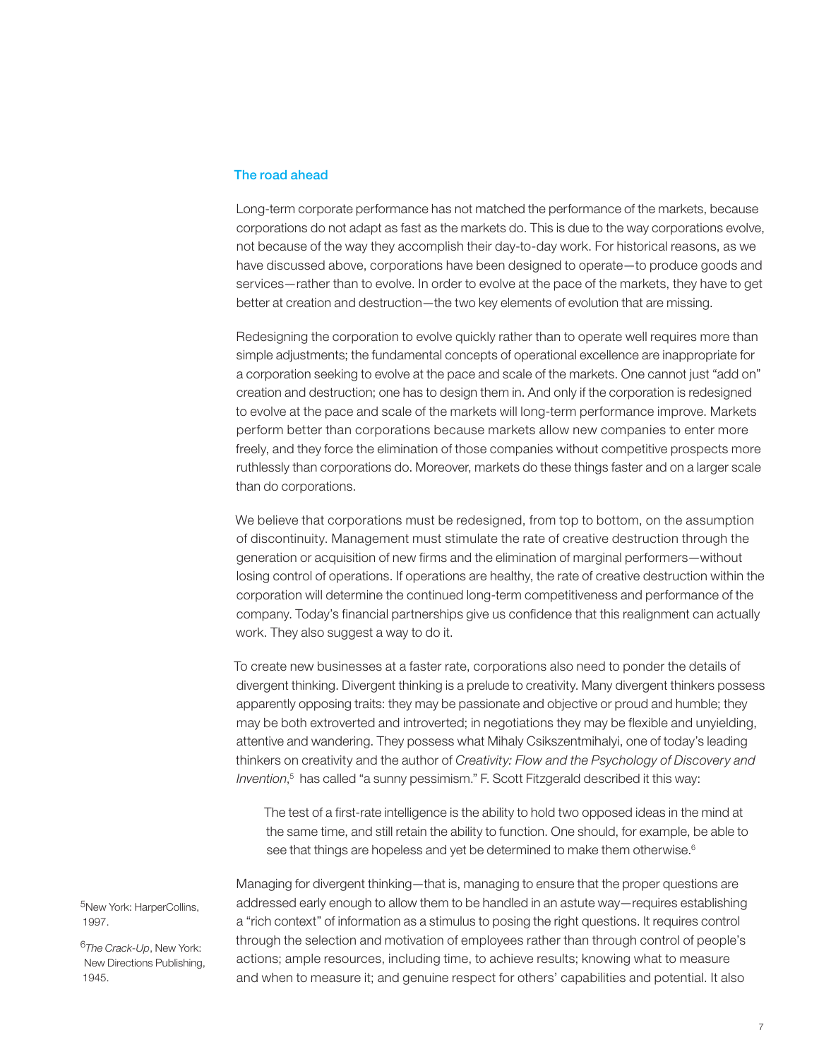## The road ahead

Long-term corporate performance has not matched the performance of the markets, because corporations do not adapt as fast as the markets do. This is due to the way corporations evolve, not because of the way they accomplish their day-to-day work. For historical reasons, as we have discussed above, corporations have been designed to operate—to produce goods and services—rather than to evolve. In order to evolve at the pace of the markets, they have to get better at creation and destruction—the two key elements of evolution that are missing.

Redesigning the corporation to evolve quickly rather than to operate well requires more than simple adjustments; the fundamental concepts of operational excellence are inappropriate for a corporation seeking to evolve at the pace and scale of the markets. One cannot just "add on" creation and destruction; one has to design them in. And only if the corporation is redesigned to evolve at the pace and scale of the markets will long-term performance improve. Markets perform better than corporations because markets allow new companies to enter more freely, and they force the elimination of those companies without competitive prospects more ruthlessly than corporations do. Moreover, markets do these things faster and on a larger scale than do corporations.

We believe that corporations must be redesigned, from top to bottom, on the assumption of discontinuity. Management must stimulate the rate of creative destruction through the generation or acquisition of new firms and the elimination of marginal performers—without losing control of operations. If operations are healthy, the rate of creative destruction within the corporation will determine the continued long-term competitiveness and performance of the company. Today's financial partnerships give us confidence that this realignment can actually work. They also suggest a way to do it.

To create new businesses at a faster rate, corporations also need to ponder the details of divergent thinking. Divergent thinking is a prelude to creativity. Many divergent thinkers possess apparently opposing traits: they may be passionate and objective or proud and humble; they may be both extroverted and introverted; in negotiations they may be flexible and unyielding, attentive and wandering. They possess what Mihaly Csikszentmihalyi, one of today's leading thinkers on creativity and the author of *Creativity: Flow and the Psychology of Discovery and Invention*,[5] has called "a sunny pessimism." F. Scott Fitzgerald described it this way:

> The test of a first-rate intelligence is the ability to hold two opposed ideas in the mind at the same time, and still retain the ability to function. One should, for example, be able to see that things are hopeless and yet be determined to make them otherwise.[6]

Managing for divergent thinking—that is, managing to ensure that the proper questions are addressed early enough to allow them to be handled in an astute way—requires establishing a "rich context" of information as a stimulus to posing the right questions. It requires control through the selection and motivation of employees rather than through control of people's actions; ample resources, including time, to achieve results; knowing what to measure and when to measure it; and genuine respect for others' capabilities and potential. It also

[5] New York: HarperCollins, 1997.

[6] *The Crack-Up*, New York: New Directions Publishing, 1945.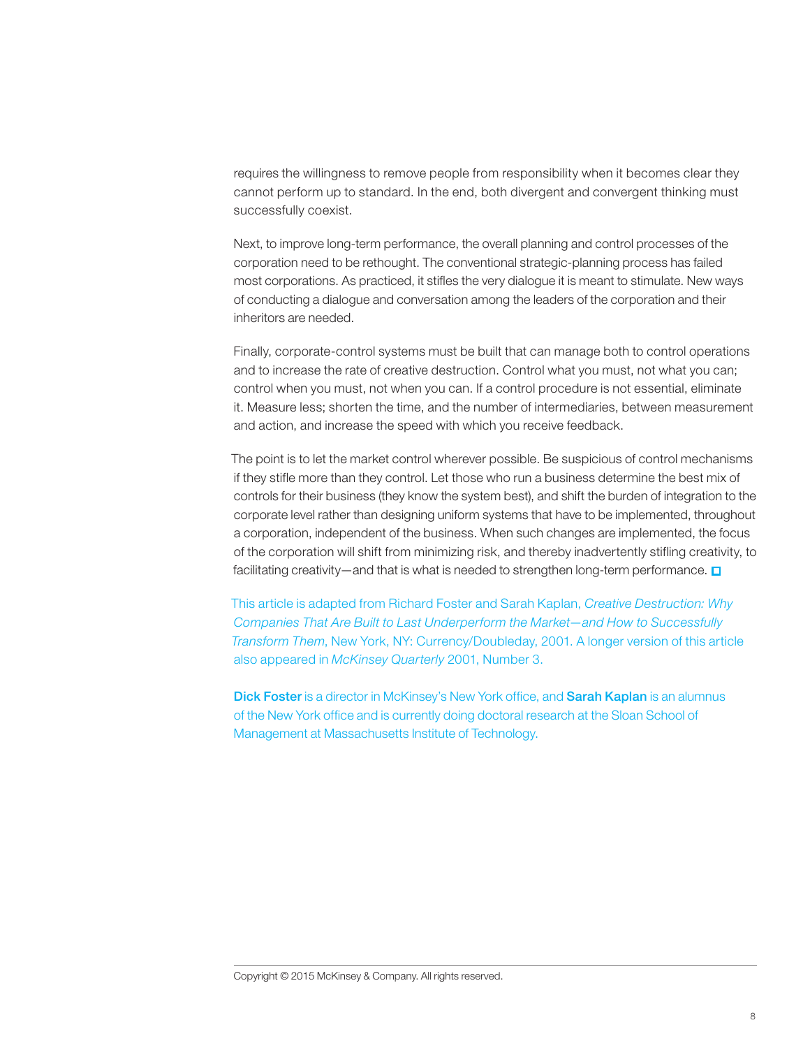requires the willingness to remove people from responsibility when it becomes clear they cannot perform up to standard. In the end, both divergent and convergent thinking must successfully coexist.

Next, to improve long-term performance, the overall planning and control processes of the corporation need to be rethought. The conventional strategic-planning process has failed most corporations. As practiced, it stifles the very dialogue it is meant to stimulate. New ways of conducting a dialogue and conversation among the leaders of the corporation and their inheritors are needed.

Finally, corporate-control systems must be built that can manage both to control operations and to increase the rate of creative destruction. Control what you must, not what you can; control when you must, not when you can. If a control procedure is not essential, eliminate it. Measure less; shorten the time, and the number of intermediaries, between measurement and action, and increase the speed with which you receive feedback.

The point is to let the market control wherever possible. Be suspicious of control mechanisms if they stifle more than they control. Let those who run a business determine the best mix of controls for their business (they know the system best), and shift the burden of integration to the corporate level rather than designing uniform systems that have to be implemented, throughout a corporation, independent of the business. When such changes are implemented, the focus of the corporation will shift from minimizing risk, and thereby inadvertently stifling creativity, to facilitating creativity—and that is what is needed to strengthen long-term performance. □

This article is adapted from Richard Foster and Sarah Kaplan, *Creative Destruction: Why Companies That Are Built to Last Underperform the Market—and How to Successfully Transform Them*, New York, NY: Currency/Doubleday, 2001. A longer version of this article also appeared in *McKinsey Quarterly* 2001, Number 3.

**Dick Foster** is a director in McKinsey's New York office, and **Sarah Kaplan** is an alumnus of the New York office and is currently doing doctoral research at the Sloan School of Management at Massachusetts Institute of Technology.

Copyright © 2015 McKinsey & Company. All rights reserved.